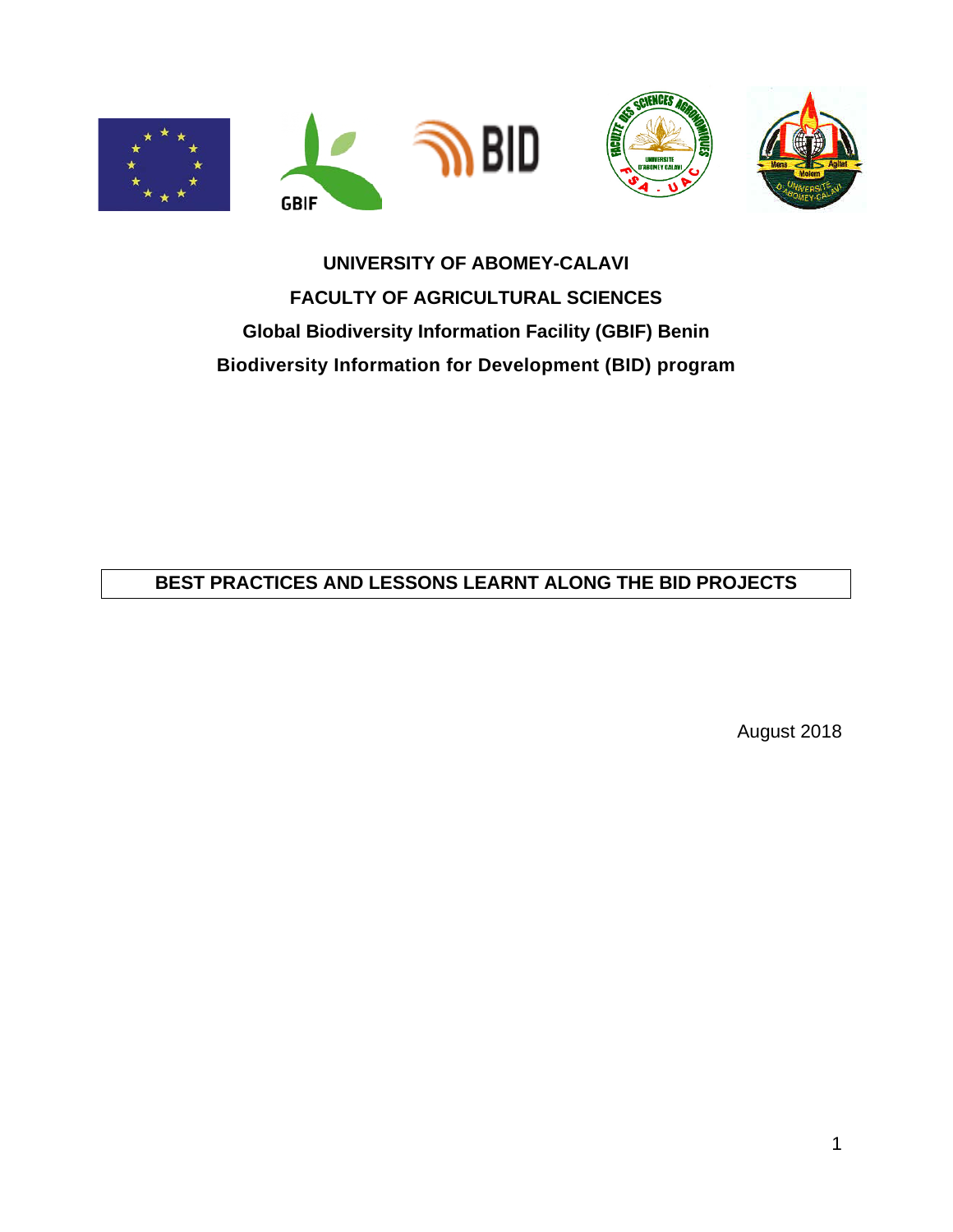**UNIVERSITY OF ABOMEY-CALAVI**

**FACULTY OF AGRICULTURAL SCIENCES**

**Global Biodiversity Information Facility (GBIF) Benin**

**Biodiversity Information for Development (BID) program**

# BEST PRACTICES AND LESSONS LEARNT ALONG THE BID PROJECTS

August 2018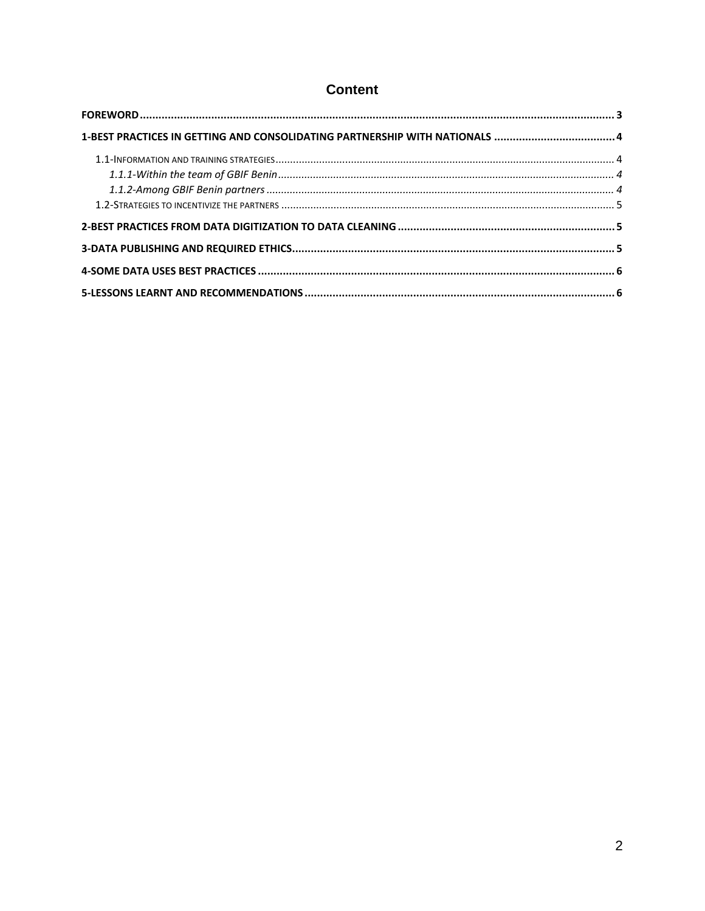# Content

**FOREWORD** ........................................................................................................................................................ **3**

**1-BEST PRACTICES IN GETTING AND CONSOLIDATING PARTNERSHIP WITH NATIONALS** ....................................... **4**

1.1-Information and training strategies ........................................................................................................................ 4

*1.1.1-Within the team of GBIF Benin* ........................................................................................................................ *4*

*1.1.2-Among GBIF Benin partners* ........................................................................................................................... *4*

1.2-Strategies to incentivize the partners ...................................................................................................................... 5

**2-BEST PRACTICES FROM DATA DIGITIZATION TO DATA CLEANING** ...................................................................... **5**

**3-DATA PUBLISHING AND REQUIRED ETHICS** ........................................................................................................ **5**

**4-SOME DATA USES BEST PRACTICES** ................................................................................................................... **6**

**5-LESSONS LEARNT AND RECOMMENDATIONS** .................................................................................................... **6**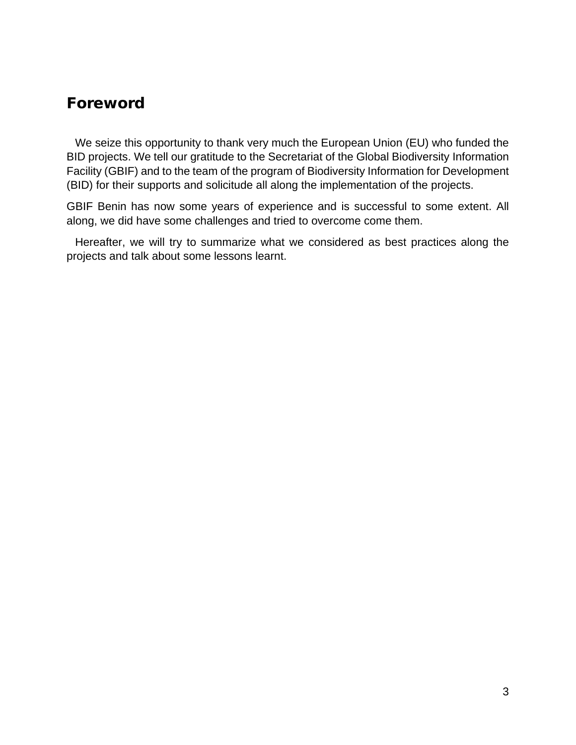# Foreword

We seize this opportunity to thank very much the European Union (EU) who funded the BID projects. We tell our gratitude to the Secretariat of the Global Biodiversity Information Facility (GBIF) and to the team of the program of Biodiversity Information for Development (BID) for their supports and solicitude all along the implementation of the projects.

GBIF Benin has now some years of experience and is successful to some extent. All along, we did have some challenges and tried to overcome come them.

Hereafter, we will try to summarize what we considered as best practices along the projects and talk about some lessons learnt.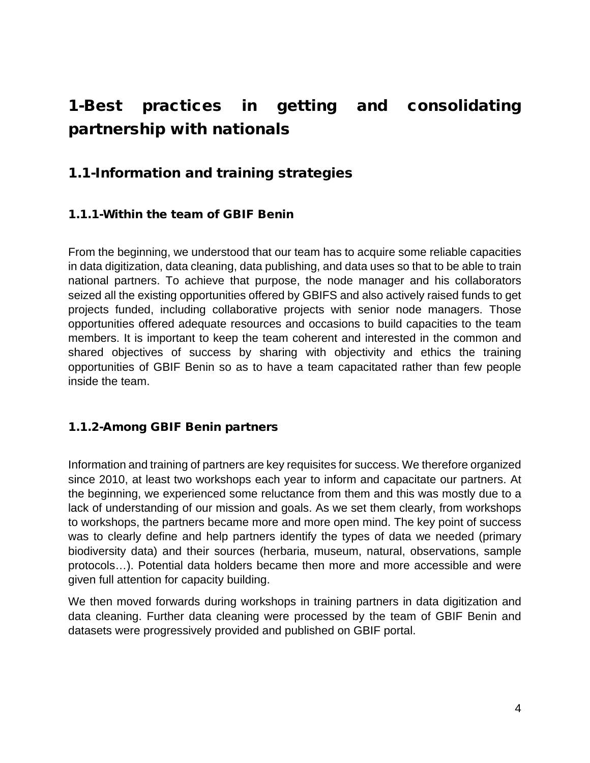# 1-Best practices in getting and consolidating partnership with nationals

## 1.1-Information and training strategies

### 1.1.1-Within the team of GBIF Benin

From the beginning, we understood that our team has to acquire some reliable capacities in data digitization, data cleaning, data publishing, and data uses so that to be able to train national partners. To achieve that purpose, the node manager and his collaborators seized all the existing opportunities offered by GBIFS and also actively raised funds to get projects funded, including collaborative projects with senior node managers. Those opportunities offered adequate resources and occasions to build capacities to the team members. It is important to keep the team coherent and interested in the common and shared objectives of success by sharing with objectivity and ethics the training opportunities of GBIF Benin so as to have a team capacitated rather than few people inside the team.

### 1.1.2-Among GBIF Benin partners

Information and training of partners are key requisites for success. We therefore organized since 2010, at least two workshops each year to inform and capacitate our partners. At the beginning, we experienced some reluctance from them and this was mostly due to a lack of understanding of our mission and goals. As we set them clearly, from workshops to workshops, the partners became more and more open mind. The key point of success was to clearly define and help partners identify the types of data we needed (primary biodiversity data) and their sources (herbaria, museum, natural, observations, sample protocols…). Potential data holders became then more and more accessible and were given full attention for capacity building.

We then moved forwards during workshops in training partners in data digitization and data cleaning. Further data cleaning were processed by the team of GBIF Benin and datasets were progressively provided and published on GBIF portal.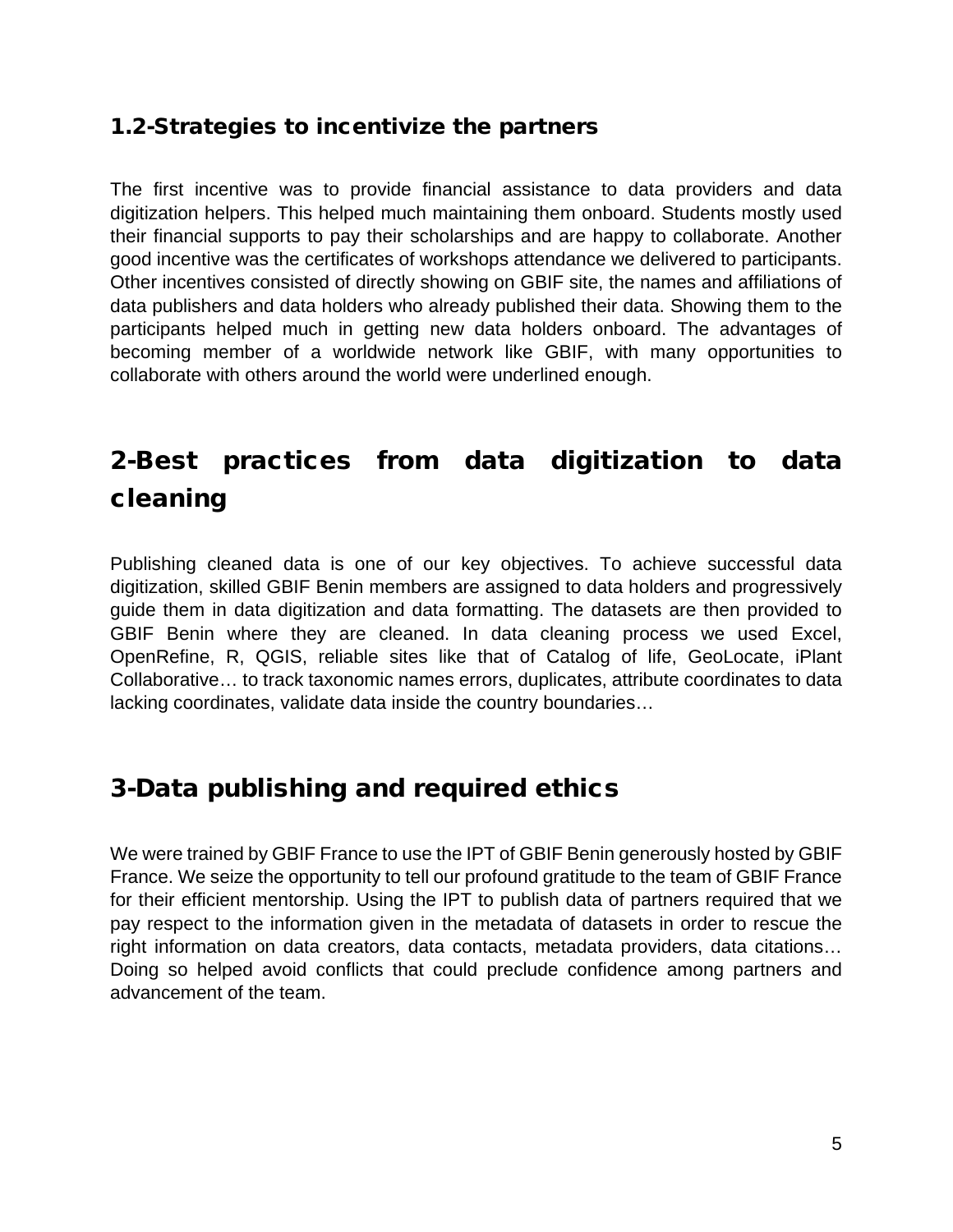### 1.2-Strategies to incentivize the partners

The first incentive was to provide financial assistance to data providers and data digitization helpers. This helped much maintaining them onboard. Students mostly used their financial supports to pay their scholarships and are happy to collaborate. Another good incentive was the certificates of workshops attendance we delivered to participants. Other incentives consisted of directly showing on GBIF site, the names and affiliations of data publishers and data holders who already published their data. Showing them to the participants helped much in getting new data holders onboard. The advantages of becoming member of a worldwide network like GBIF, with many opportunities to collaborate with others around the world were underlined enough.

## 2-Best practices from data digitization to data cleaning

Publishing cleaned data is one of our key objectives. To achieve successful data digitization, skilled GBIF Benin members are assigned to data holders and progressively guide them in data digitization and data formatting. The datasets are then provided to GBIF Benin where they are cleaned. In data cleaning process we used Excel, OpenRefine, R, QGIS, reliable sites like that of Catalog of life, GeoLocate, iPlant Collaborative… to track taxonomic names errors, duplicates, attribute coordinates to data lacking coordinates, validate data inside the country boundaries…

## 3-Data publishing and required ethics

We were trained by GBIF France to use the IPT of GBIF Benin generously hosted by GBIF France. We seize the opportunity to tell our profound gratitude to the team of GBIF France for their efficient mentorship. Using the IPT to publish data of partners required that we pay respect to the information given in the metadata of datasets in order to rescue the right information on data creators, data contacts, metadata providers, data citations… Doing so helped avoid conflicts that could preclude confidence among partners and advancement of the team.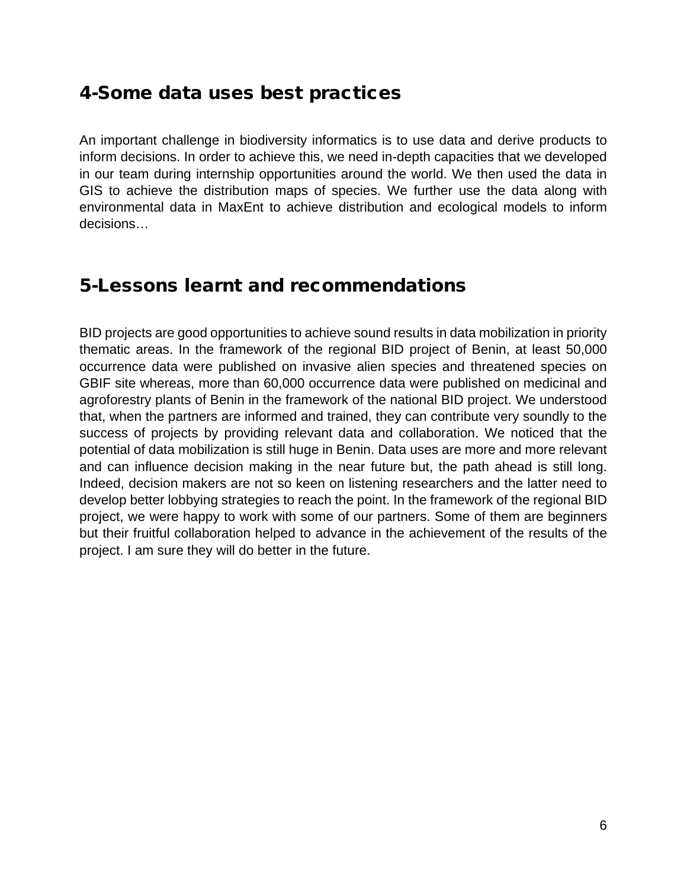## 4-Some data uses best practices

An important challenge in biodiversity informatics is to use data and derive products to inform decisions. In order to achieve this, we need in-depth capacities that we developed in our team during internship opportunities around the world. We then used the data in GIS to achieve the distribution maps of species. We further use the data along with environmental data in MaxEnt to achieve distribution and ecological models to inform decisions…

## 5-Lessons learnt and recommendations

BID projects are good opportunities to achieve sound results in data mobilization in priority thematic areas. In the framework of the regional BID project of Benin, at least 50,000 occurrence data were published on invasive alien species and threatened species on GBIF site whereas, more than 60,000 occurrence data were published on medicinal and agroforestry plants of Benin in the framework of the national BID project. We understood that, when the partners are informed and trained, they can contribute very soundly to the success of projects by providing relevant data and collaboration. We noticed that the potential of data mobilization is still huge in Benin. Data uses are more and more relevant and can influence decision making in the near future but, the path ahead is still long. Indeed, decision makers are not so keen on listening researchers and the latter need to develop better lobbying strategies to reach the point. In the framework of the regional BID project, we were happy to work with some of our partners. Some of them are beginners but their fruitful collaboration helped to advance in the achievement of the results of the project. I am sure they will do better in the future.